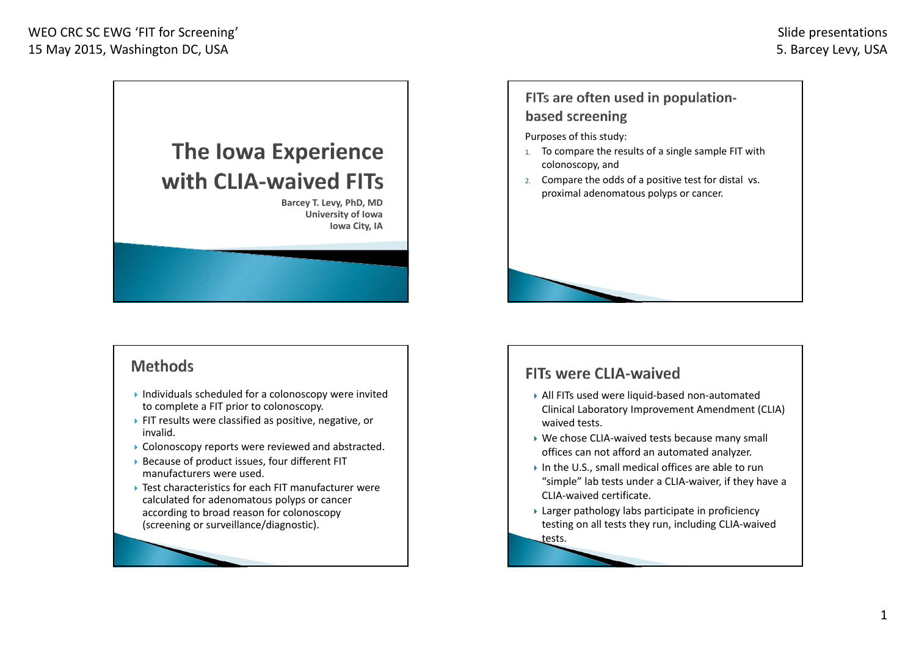# The Iowa Experience with CLIA-waived FITs

**Barcey T. Levy, PhD, MD**
**University of Iowa**
**Iowa City, IA**

## FITs are often used in population-based screening

Purposes of this study:

1. To compare the results of a single sample FIT with colonoscopy, and
2. Compare the odds of a positive test for distal vs. proximal adenomatous polyps or cancer.

## Methods

- Individuals scheduled for a colonoscopy were invited to complete a FIT prior to colonoscopy.
- FIT results were classified as positive, negative, or invalid.
- Colonoscopy reports were reviewed and abstracted.
- Because of product issues, four different FIT manufacturers were used.
- Test characteristics for each FIT manufacturer were calculated for adenomatous polyps or cancer according to broad reason for colonoscopy (screening or surveillance/diagnostic).

## FITs were CLIA-waived

- All FITs used were liquid-based non-automated Clinical Laboratory Improvement Amendment (CLIA) waived tests.
- We chose CLIA-waived tests because many small offices can not afford an automated analyzer.
- In the U.S., small medical offices are able to run "simple" lab tests under a CLIA-waiver, if they have a CLIA-waived certificate.
- Larger pathology labs participate in proficiency testing on all tests they run, including CLIA-waived tests.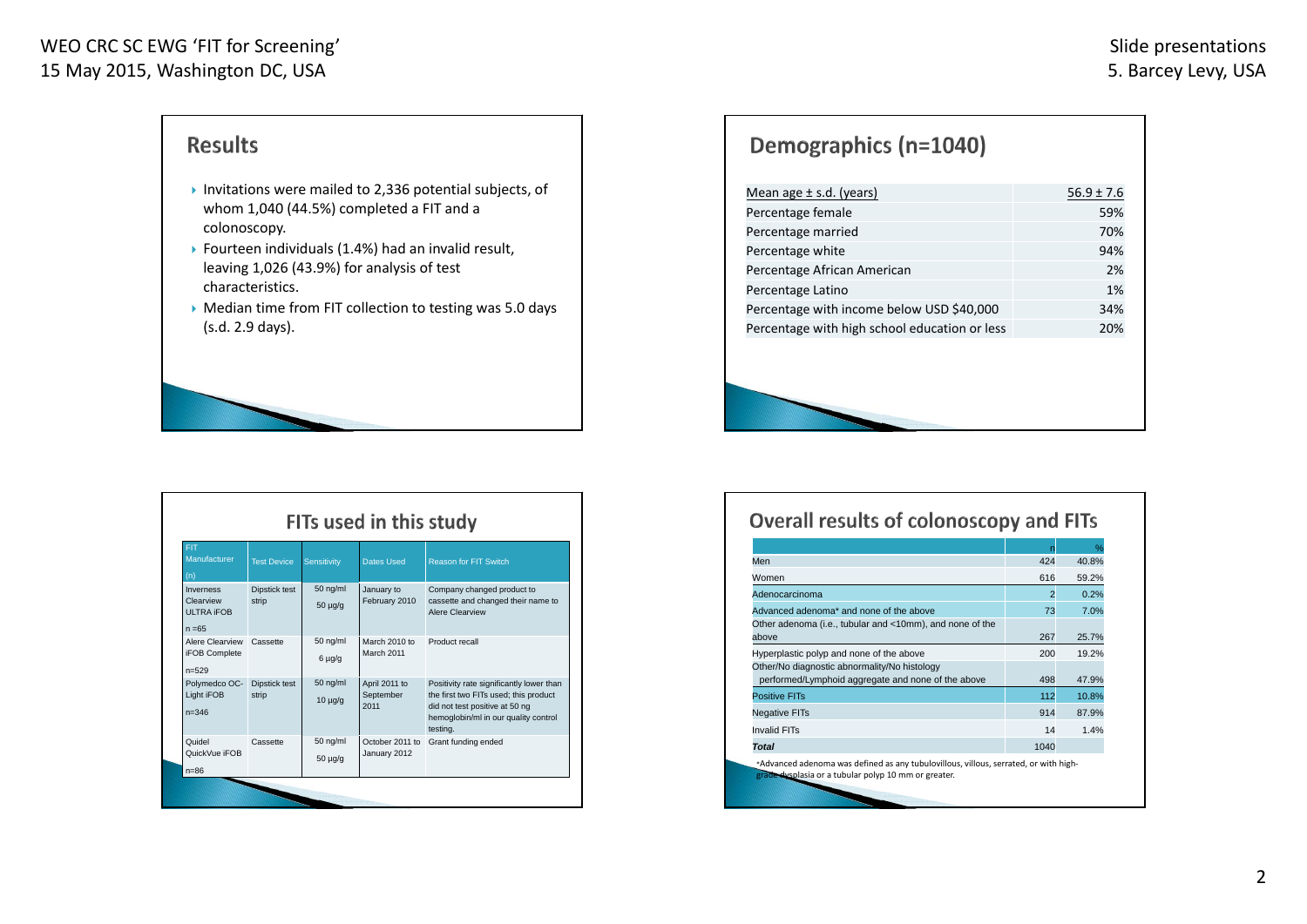## Results

- Invitations were mailed to 2,336 potential subjects, of whom 1,040 (44.5%) completed a FIT and a colonoscopy.
- Fourteen individuals (1.4%) had an invalid result, leaving 1,026 (43.9%) for analysis of test characteristics.
- Median time from FIT collection to testing was 5.0 days (s.d. 2.9 days).

## Demographics (n=1040)

| | |
|---|---|
| Mean age ± s.d. (years) | 56.9 ± 7.6 |
| Percentage female | 59% |
| Percentage married | 70% |
| Percentage white | 94% |
| Percentage African American | 2% |
| Percentage Latino | 1% |
| Percentage with income below USD $40,000 | 34% |
| Percentage with high school education or less | 20% |

## FITs used in this study

| FIT Manufacturer (n) | Test Device | Sensitivity | Dates Used | Reason for FIT Switch |
|---|---|---|---|---|
| Inverness Clearview ULTRA iFOB n =65 | Dipstick test strip | 50 ng/ml 50 µg/g | January to February 2010 | Company changed product to cassette and changed their name to Alere Clearview |
| Alere Clearview iFOB Complete n=529 | Cassette | 50 ng/ml 6 µg/g | March 2010 to March 2011 | Product recall |
| Polymedco OC-Light iFOB n=346 | Dipstick test strip | 50 ng/ml 10 µg/g | April 2011 to September 2011 | Positivity rate significantly lower than the first two FITs used; this product did not test positive at 50 ng hemoglobin/ml in our quality control testing. |
| Quidel QuickVue iFOB n=86 | Cassette | 50 ng/ml 50 µg/g | October 2011 to January 2012 | Grant funding ended |

## Overall results of colonoscopy and FITs

| | n | % |
|---|---|---|
| Men | 424 | 40.8% |
| Women | 616 | 59.2% |
| Adenocarcinoma | 2 | 0.2% |
| Advanced adenoma* and none of the above | 73 | 7.0% |
| Other adenoma (i.e., tubular and <10mm), and none of the above | 267 | 25.7% |
| Hyperplastic polyp and none of the above | 200 | 19.2% |
| Other/No diagnostic abnormality/No histology performed/Lymphoid aggregate and none of the above | 498 | 47.9% |
| Positive FITs | 112 | 10.8% |
| Negative FITs | 914 | 87.9% |
| Invalid FITs | 14 | 1.4% |
| ***Total*** | 1040 | |

*Advanced adenoma was defined as any tubulovillous, villous, serrated, or with high-grade dysplasia or a tubular polyp 10 mm or greater.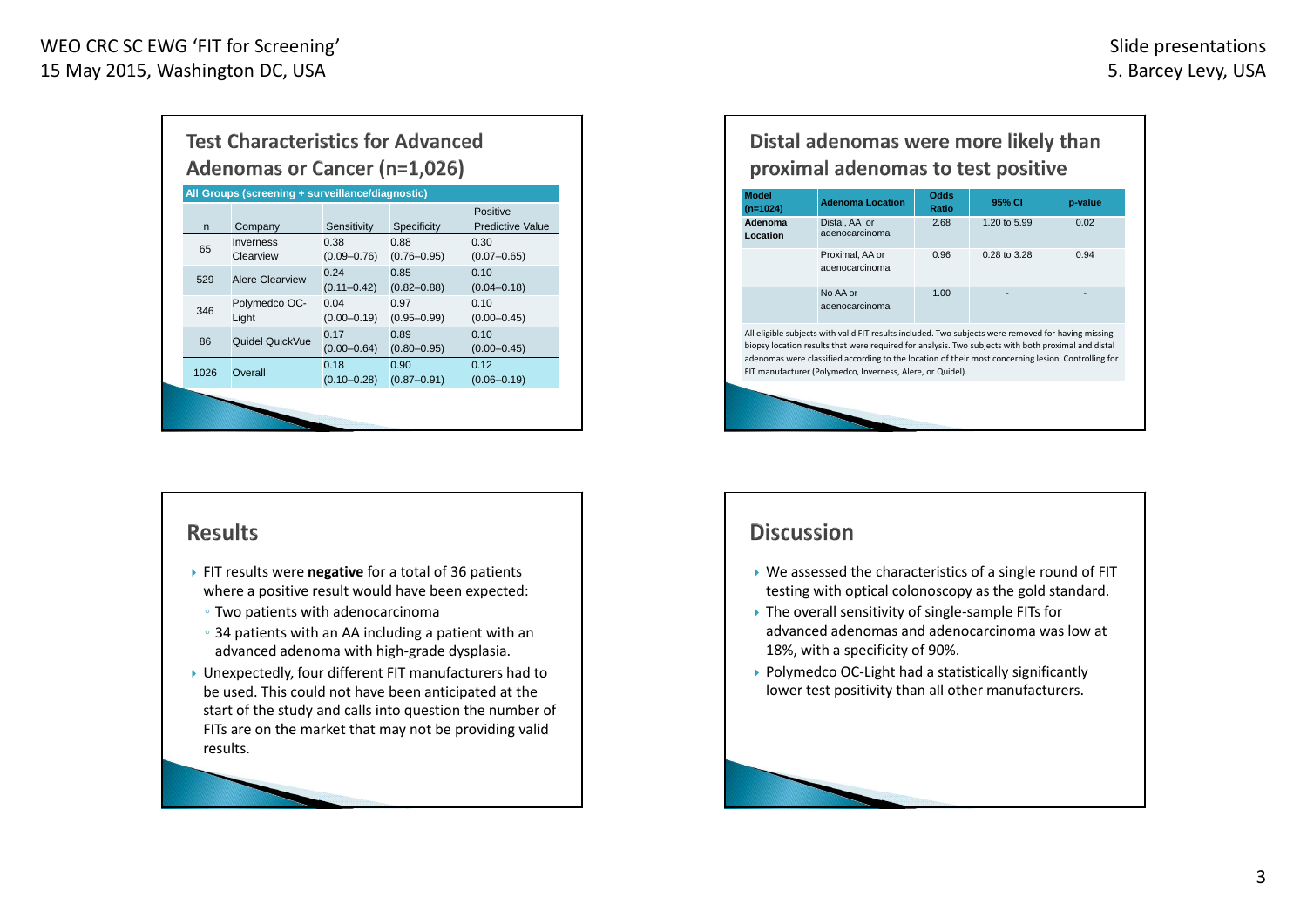## Test Characteristics for Advanced Adenomas or Cancer (n=1,026)

| All Groups (screening + surveillance/diagnostic) | | | | |
|---|---|---|---|---|
| n | Company | Sensitivity | Specificity | Positive Predictive Value |
| 65 | Inverness Clearview | 0.38 (0.09–0.76) | 0.88 (0.76–0.95) | 0.30 (0.07–0.65) |
| 529 | Alere Clearview | 0.24 (0.11–0.42) | 0.85 (0.82–0.88) | 0.10 (0.04–0.18) |
| 346 | Polymedco OC-Light | 0.04 (0.00–0.19) | 0.97 (0.95–0.99) | 0.10 (0.00–0.45) |
| 86 | Quidel QuickVue | 0.17 (0.00–0.64) | 0.89 (0.80–0.95) | 0.10 (0.00–0.45) |
| 1026 | Overall | 0.18 (0.10–0.28) | 0.90 (0.87–0.91) | 0.12 (0.06–0.19) |

## Distal adenomas were more likely than proximal adenomas to test positive

| Model (n=1024) | Adenoma Location | Odds Ratio | 95% CI | p-value |
|---|---|---|---|---|
| Adenoma Location | Distal, AA or adenocarcinoma | 2.68 | 1.20 to 5.99 | 0.02 |
| | Proximal, AA or adenocarcinoma | 0.96 | 0.28 to 3.28 | 0.94 |
| | No AA or adenocarcinoma | 1.00 | - | - |

All eligible subjects with valid FIT results included. Two subjects were removed for having missing biopsy location results that were required for analysis. Two subjects with both proximal and distal adenomas were classified according to the location of their most concerning lesion. Controlling for FIT manufacturer (Polymedco, Inverness, Alere, or Quidel).

## Results

- FIT results were **negative** for a total of 36 patients where a positive result would have been expected:
  - Two patients with adenocarcinoma
  - 34 patients with an AA including a patient with an advanced adenoma with high-grade dysplasia.
- Unexpectedly, four different FIT manufacturers had to be used. This could not have been anticipated at the start of the study and calls into question the number of FITs are on the market that may not be providing valid results.

## Discussion

- We assessed the characteristics of a single round of FIT testing with optical colonoscopy as the gold standard.
- The overall sensitivity of single-sample FITs for advanced adenomas and adenocarcinoma was low at 18%, with a specificity of 90%.
- Polymedco OC-Light had a statistically significantly lower test positivity than all other manufacturers.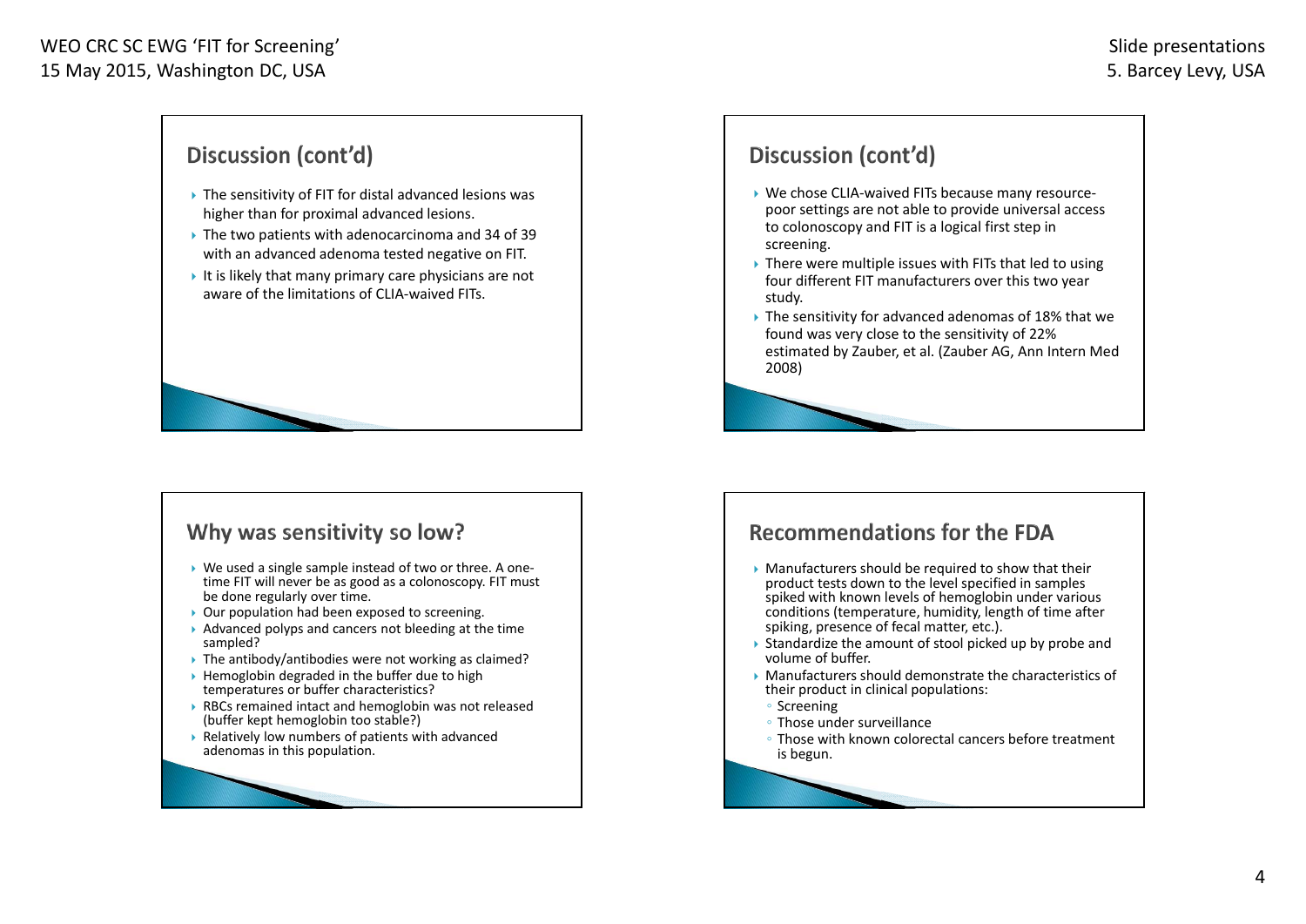## Discussion (cont'd)

- The sensitivity of FIT for distal advanced lesions was higher than for proximal advanced lesions.
- The two patients with adenocarcinoma and 34 of 39 with an advanced adenoma tested negative on FIT.
- It is likely that many primary care physicians are not aware of the limitations of CLIA-waived FITs.

## Discussion (cont'd)

- We chose CLIA-waived FITs because many resource-poor settings are not able to provide universal access to colonoscopy and FIT is a logical first step in screening.
- There were multiple issues with FITs that led to using four different FIT manufacturers over this two year study.
- The sensitivity for advanced adenomas of 18% that we found was very close to the sensitivity of 22% estimated by Zauber, et al. (Zauber AG, Ann Intern Med 2008)

## Why was sensitivity so low?

- We used a single sample instead of two or three. A one-time FIT will never be as good as a colonoscopy. FIT must be done regularly over time.
- Our population had been exposed to screening.
- Advanced polyps and cancers not bleeding at the time sampled?
- The antibody/antibodies were not working as claimed?
- Hemoglobin degraded in the buffer due to high temperatures or buffer characteristics?
- RBCs remained intact and hemoglobin was not released (buffer kept hemoglobin too stable?)
- Relatively low numbers of patients with advanced adenomas in this population.

## Recommendations for the FDA

- Manufacturers should be required to show that their product tests down to the level specified in samples spiked with known levels of hemoglobin under various conditions (temperature, humidity, length of time after spiking, presence of fecal matter, etc.).
- Standardize the amount of stool picked up by probe and volume of buffer.
- Manufacturers should demonstrate the characteristics of their product in clinical populations:
  - Screening
  - Those under surveillance
  - Those with known colorectal cancers before treatment is begun.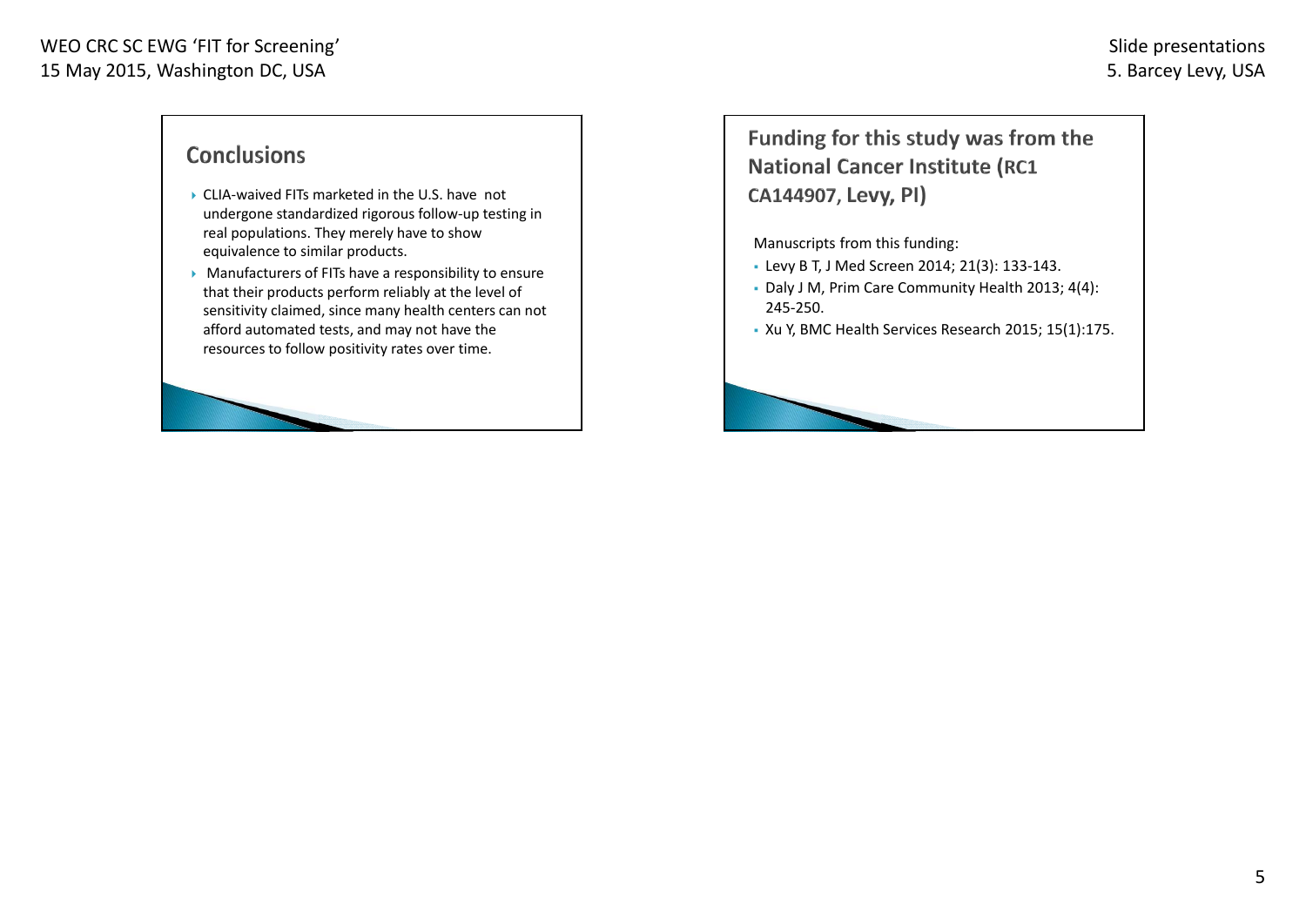## Conclusions

- CLIA-waived FITs marketed in the U.S. have not undergone standardized rigorous follow-up testing in real populations. They merely have to show equivalence to similar products.
- Manufacturers of FITs have a responsibility to ensure that their products perform reliably at the level of sensitivity claimed, since many health centers can not afford automated tests, and may not have the resources to follow positivity rates over time.

## Funding for this study was from the National Cancer Institute (RC1 CA144907, Levy, PI)

Manuscripts from this funding:

- Levy B T, J Med Screen 2014; 21(3): 133-143.
- Daly J M, Prim Care Community Health 2013; 4(4): 245-250.
- Xu Y, BMC Health Services Research 2015; 15(1):175.